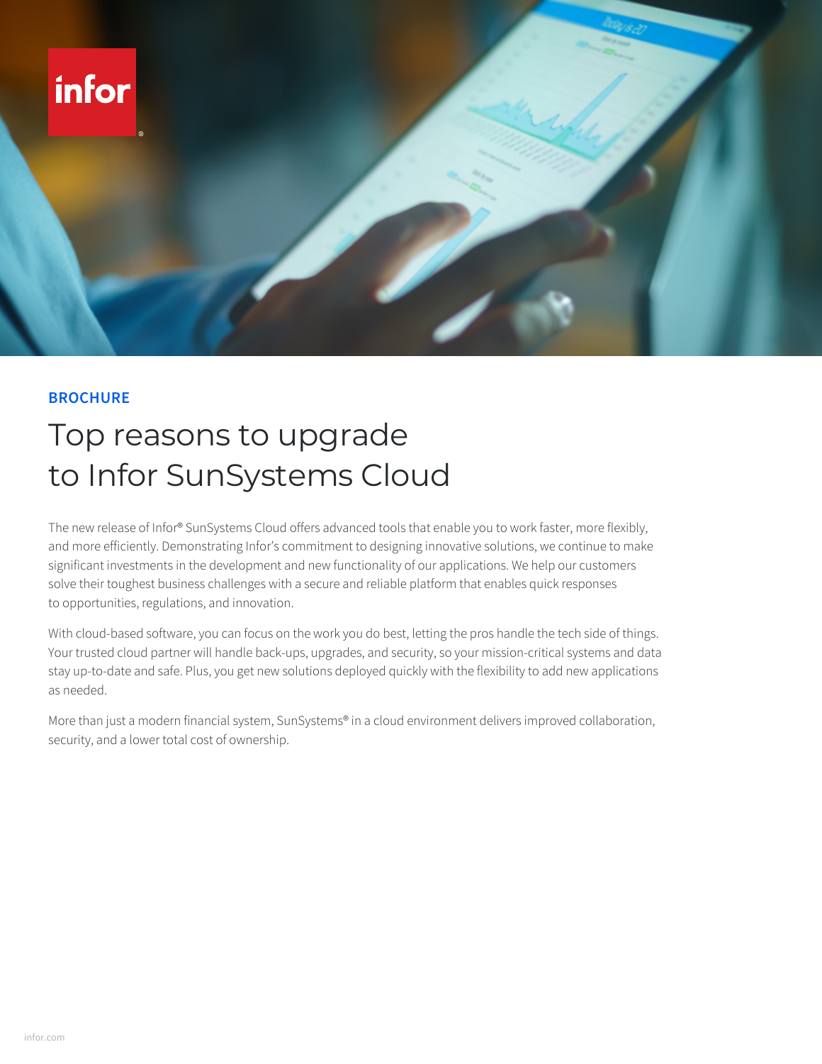BROCHURE

# Top reasons to upgrade to Infor SunSystems Cloud

The new release of Infor® SunSystems Cloud offers advanced tools that enable you to work faster, more flexibly, and more efficiently. Demonstrating Infor's commitment to designing innovative solutions, we continue to make significant investments in the development and new functionality of our applications. We help our customers solve their toughest business challenges with a secure and reliable platform that enables quick responses to opportunities, regulations, and innovation.

With cloud-based software, you can focus on the work you do best, letting the pros handle the tech side of things. Your trusted cloud partner will handle back-ups, upgrades, and security, so your mission-critical systems and data stay up-to-date and safe. Plus, you get new solutions deployed quickly with the flexibility to add new applications as needed.

More than just a modern financial system, SunSystems® in a cloud environment delivers improved collaboration, security, and a lower total cost of ownership.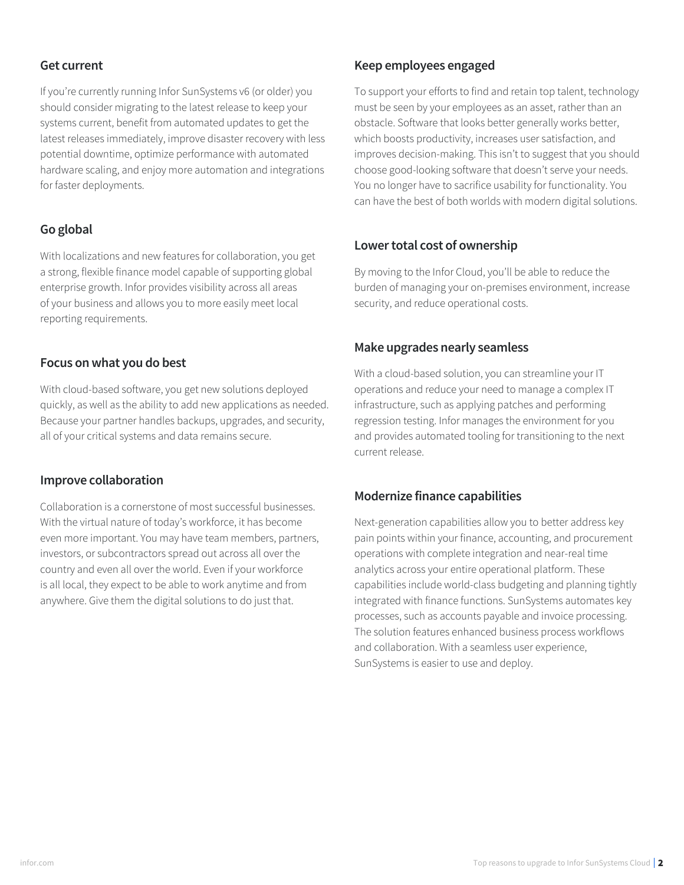## Get current

If you're currently running Infor SunSystems v6 (or older) you should consider migrating to the latest release to keep your systems current, benefit from automated updates to get the latest releases immediately, improve disaster recovery with less potential downtime, optimize performance with automated hardware scaling, and enjoy more automation and integrations for faster deployments.

## Go global

With localizations and new features for collaboration, you get a strong, flexible finance model capable of supporting global enterprise growth. Infor provides visibility across all areas of your business and allows you to more easily meet local reporting requirements.

## Focus on what you do best

With cloud-based software, you get new solutions deployed quickly, as well as the ability to add new applications as needed. Because your partner handles backups, upgrades, and security, all of your critical systems and data remains secure.

## Improve collaboration

Collaboration is a cornerstone of most successful businesses. With the virtual nature of today's workforce, it has become even more important. You may have team members, partners, investors, or subcontractors spread out across all over the country and even all over the world. Even if your workforce is all local, they expect to be able to work anytime and from anywhere. Give them the digital solutions to do just that.

## Keep employees engaged

To support your efforts to find and retain top talent, technology must be seen by your employees as an asset, rather than an obstacle. Software that looks better generally works better, which boosts productivity, increases user satisfaction, and improves decision-making. This isn't to suggest that you should choose good-looking software that doesn't serve your needs. You no longer have to sacrifice usability for functionality. You can have the best of both worlds with modern digital solutions.

## Lower total cost of ownership

By moving to the Infor Cloud, you'll be able to reduce the burden of managing your on-premises environment, increase security, and reduce operational costs.

## Make upgrades nearly seamless

With a cloud-based solution, you can streamline your IT operations and reduce your need to manage a complex IT infrastructure, such as applying patches and performing regression testing. Infor manages the environment for you and provides automated tooling for transitioning to the next current release.

## Modernize finance capabilities

Next-generation capabilities allow you to better address key pain points within your finance, accounting, and procurement operations with complete integration and near-real time analytics across your entire operational platform. These capabilities include world-class budgeting and planning tightly integrated with finance functions. SunSystems automates key processes, such as accounts payable and invoice processing. The solution features enhanced business process workflows and collaboration. With a seamless user experience, SunSystems is easier to use and deploy.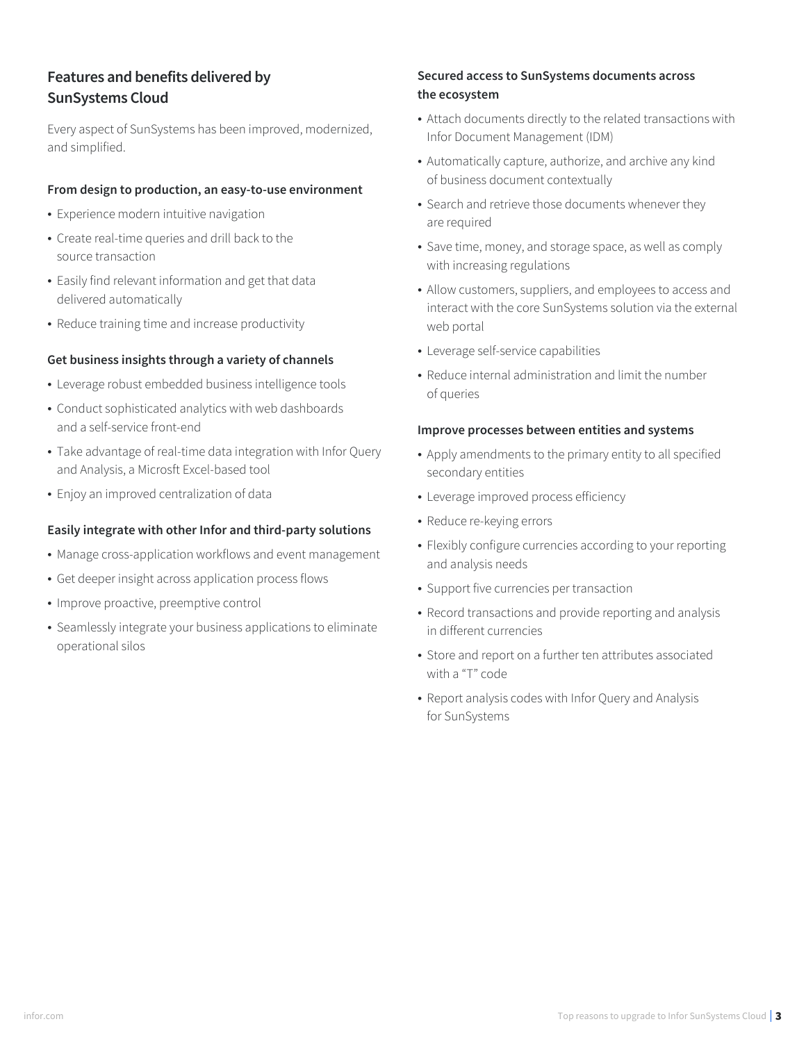## Features and benefits delivered by SunSystems Cloud

Every aspect of SunSystems has been improved, modernized, and simplified.

### From design to production, an easy-to-use environment

- Experience modern intuitive navigation
- Create real-time queries and drill back to the source transaction
- Easily find relevant information and get that data delivered automatically
- Reduce training time and increase productivity

### Get business insights through a variety of channels

- Leverage robust embedded business intelligence tools
- Conduct sophisticated analytics with web dashboards and a self-service front-end
- Take advantage of real-time data integration with Infor Query and Analysis, a Microsft Excel-based tool
- Enjoy an improved centralization of data

### Easily integrate with other Infor and third-party solutions

- Manage cross-application workflows and event management
- Get deeper insight across application process flows
- Improve proactive, preemptive control
- Seamlessly integrate your business applications to eliminate operational silos

### Secured access to SunSystems documents across the ecosystem

- Attach documents directly to the related transactions with Infor Document Management (IDM)
- Automatically capture, authorize, and archive any kind of business document contextually
- Search and retrieve those documents whenever they are required
- Save time, money, and storage space, as well as comply with increasing regulations
- Allow customers, suppliers, and employees to access and interact with the core SunSystems solution via the external web portal
- Leverage self-service capabilities
- Reduce internal administration and limit the number of queries

### Improve processes between entities and systems

- Apply amendments to the primary entity to all specified secondary entities
- Leverage improved process efficiency
- Reduce re-keying errors
- Flexibly configure currencies according to your reporting and analysis needs
- Support five currencies per transaction
- Record transactions and provide reporting and analysis in different currencies
- Store and report on a further ten attributes associated with a "T" code
- Report analysis codes with Infor Query and Analysis for SunSystems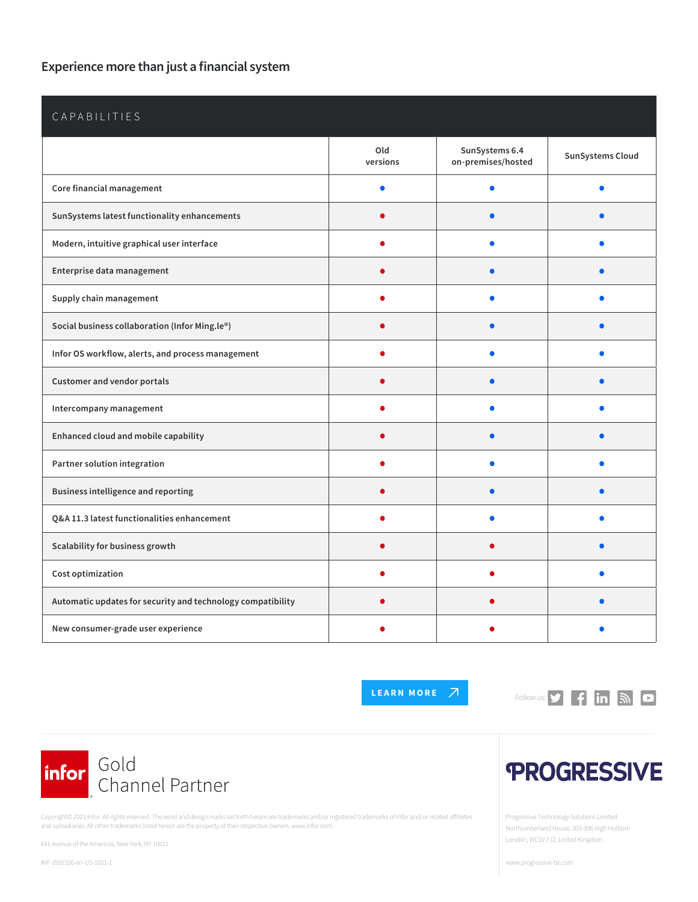## Experience more than just a financial system

**CAPABILITIES**

| | Old versions | SunSystems 6.4 on-premises/hosted | SunSystems Cloud |
|---|---|---|---|
| Core financial management | ● (blue) | ● (blue) | ● (blue) |
| SunSystems latest functionality enhancements | ● (red) | ● (blue) | ● (blue) |
| Modern, intuitive graphical user interface | ● (red) | ● (blue) | ● (blue) |
| Enterprise data management | ● (red) | ● (blue) | ● (blue) |
| Supply chain management | ● (red) | ● (blue) | ● (blue) |
| Social business collaboration (Infor Ming.le®) | ● (red) | ● (blue) | ● (blue) |
| Infor OS workflow, alerts, and process management | ● (red) | ● (blue) | ● (blue) |
| Customer and vendor portals | ● (red) | ● (blue) | ● (blue) |
| Intercompany management | ● (red) | ● (blue) | ● (blue) |
| Enhanced cloud and mobile capability | ● (red) | ● (blue) | ● (blue) |
| Partner solution integration | ● (red) | ● (blue) | ● (blue) |
| Business intelligence and reporting | ● (red) | ● (blue) | ● (blue) |
| Q&A 11.3 latest functionalities enhancement | ● (red) | ● (blue) | ● (blue) |
| Scalability for business growth | ● (red) | ● (red) | ● (blue) |
| Cost optimization | ● (red) | ● (red) | ● (blue) |
| Automatic updates for security and technology compatibility | ● (red) | ● (red) | ● (blue) |
| New consumer-grade user experience | ● (red) | ● (red) | ● (blue) |

LEARN MORE

Follow us:

infor Gold Channel Partner

Copyright© 2021 Infor. All rights reserved. The word and design marks set forth herein are trademarks and/or registered trademarks of Infor and/or related affiliates and subsidiaries. All other trademarks listed herein are the property of their respective owners. www.infor.com.

641 Avenue of the Americas, New York, NY 10011

INF-2592326-en-US-1021-1

PROGRESSIVE

Progressive Technology Solutions Limited
Northumberland House, 303-306 High Holborn
London, WC1V 7JZ, United Kingdom

www.progressive-tsl.com